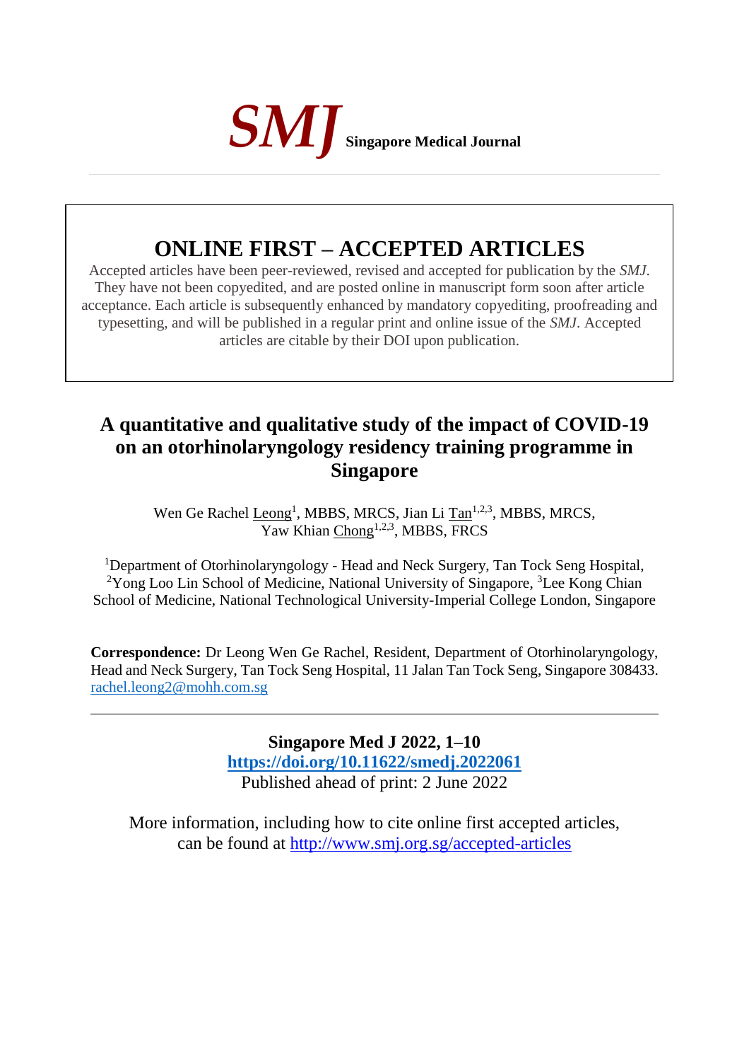**SMJ** **Singapore Medical Journal**

## ONLINE FIRST – ACCEPTED ARTICLES

Accepted articles have been peer-reviewed, revised and accepted for publication by the *SMJ*. They have not been copyedited, and are posted online in manuscript form soon after article acceptance. Each article is subsequently enhanced by mandatory copyediting, proofreading and typesetting, and will be published in a regular print and online issue of the *SMJ*. Accepted articles are citable by their DOI upon publication.

# A quantitative and qualitative study of the impact of COVID-19 on an otorhinolaryngology residency training programme in Singapore

Wen Ge Rachel Leong[1], MBBS, MRCS, Jian Li Tan[1,2,3], MBBS, MRCS, Yaw Khian Chong[1,2,3], MBBS, FRCS

[1]Department of Otorhinolaryngology - Head and Neck Surgery, Tan Tock Seng Hospital, [2]Yong Loo Lin School of Medicine, National University of Singapore, [3]Lee Kong Chian School of Medicine, National Technological University-Imperial College London, Singapore

**Correspondence:** Dr Leong Wen Ge Rachel, Resident, Department of Otorhinolaryngology, Head and Neck Surgery, Tan Tock Seng Hospital, 11 Jalan Tan Tock Seng, Singapore 308433. rachel.leong2@mohh.com.sg

---

**Singapore Med J 2022, 1–10**
**https://doi.org/10.11622/smedj.2022061**
Published ahead of print: 2 June 2022

More information, including how to cite online first accepted articles, can be found at http://www.smj.org.sg/accepted-articles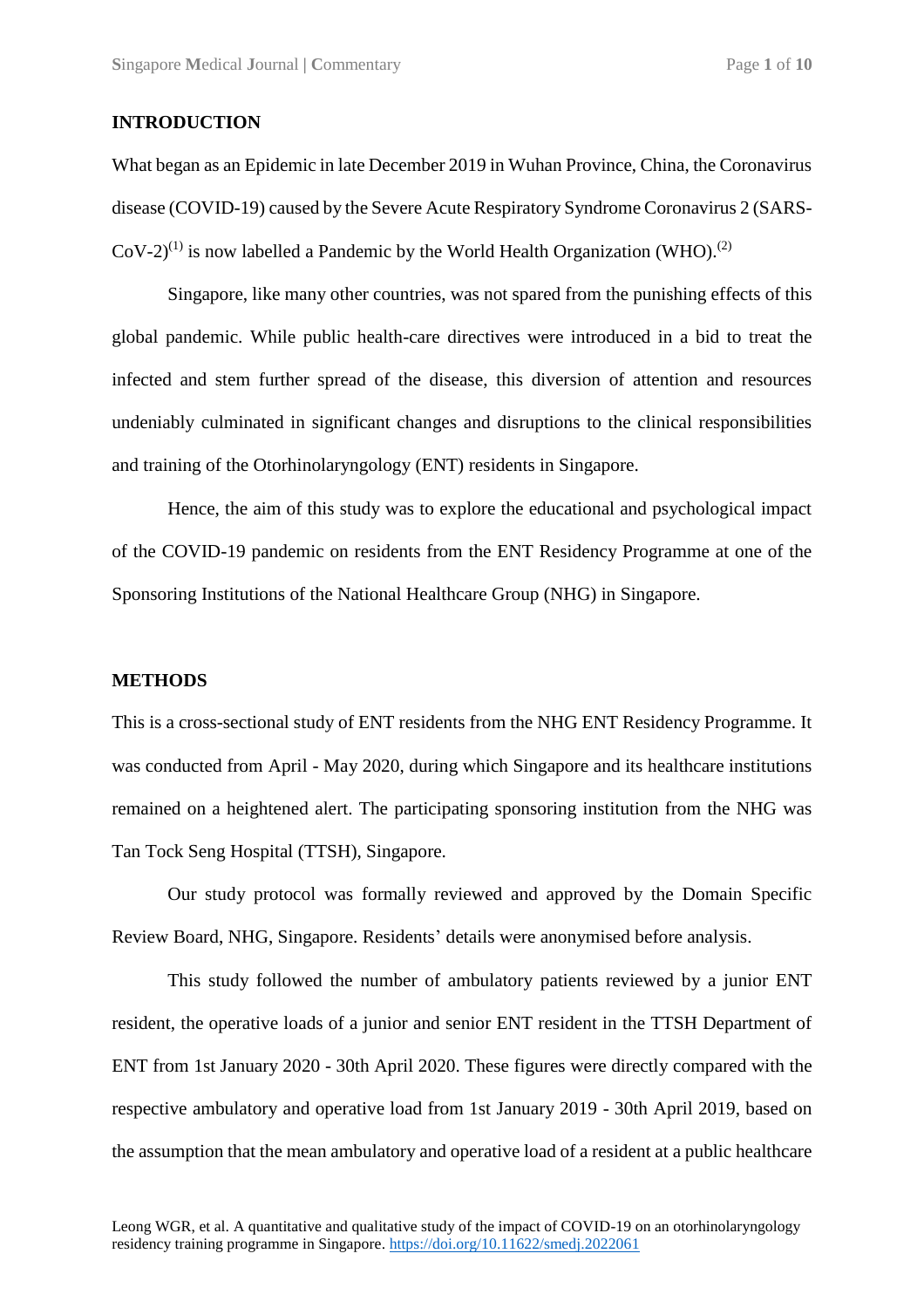## INTRODUCTION

What began as an Epidemic in late December 2019 in Wuhan Province, China, the Coronavirus disease (COVID-19) caused by the Severe Acute Respiratory Syndrome Coronavirus 2 (SARS-CoV-2)[1] is now labelled a Pandemic by the World Health Organization (WHO).[2]

Singapore, like many other countries, was not spared from the punishing effects of this global pandemic. While public health-care directives were introduced in a bid to treat the infected and stem further spread of the disease, this diversion of attention and resources undeniably culminated in significant changes and disruptions to the clinical responsibilities and training of the Otorhinolaryngology (ENT) residents in Singapore.

Hence, the aim of this study was to explore the educational and psychological impact of the COVID-19 pandemic on residents from the ENT Residency Programme at one of the Sponsoring Institutions of the National Healthcare Group (NHG) in Singapore.

## METHODS

This is a cross-sectional study of ENT residents from the NHG ENT Residency Programme. It was conducted from April - May 2020, during which Singapore and its healthcare institutions remained on a heightened alert. The participating sponsoring institution from the NHG was Tan Tock Seng Hospital (TTSH), Singapore.

Our study protocol was formally reviewed and approved by the Domain Specific Review Board, NHG, Singapore. Residents' details were anonymised before analysis.

This study followed the number of ambulatory patients reviewed by a junior ENT resident, the operative loads of a junior and senior ENT resident in the TTSH Department of ENT from 1st January 2020 - 30th April 2020. These figures were directly compared with the respective ambulatory and operative load from 1st January 2019 - 30th April 2019, based on the assumption that the mean ambulatory and operative load of a resident at a public healthcare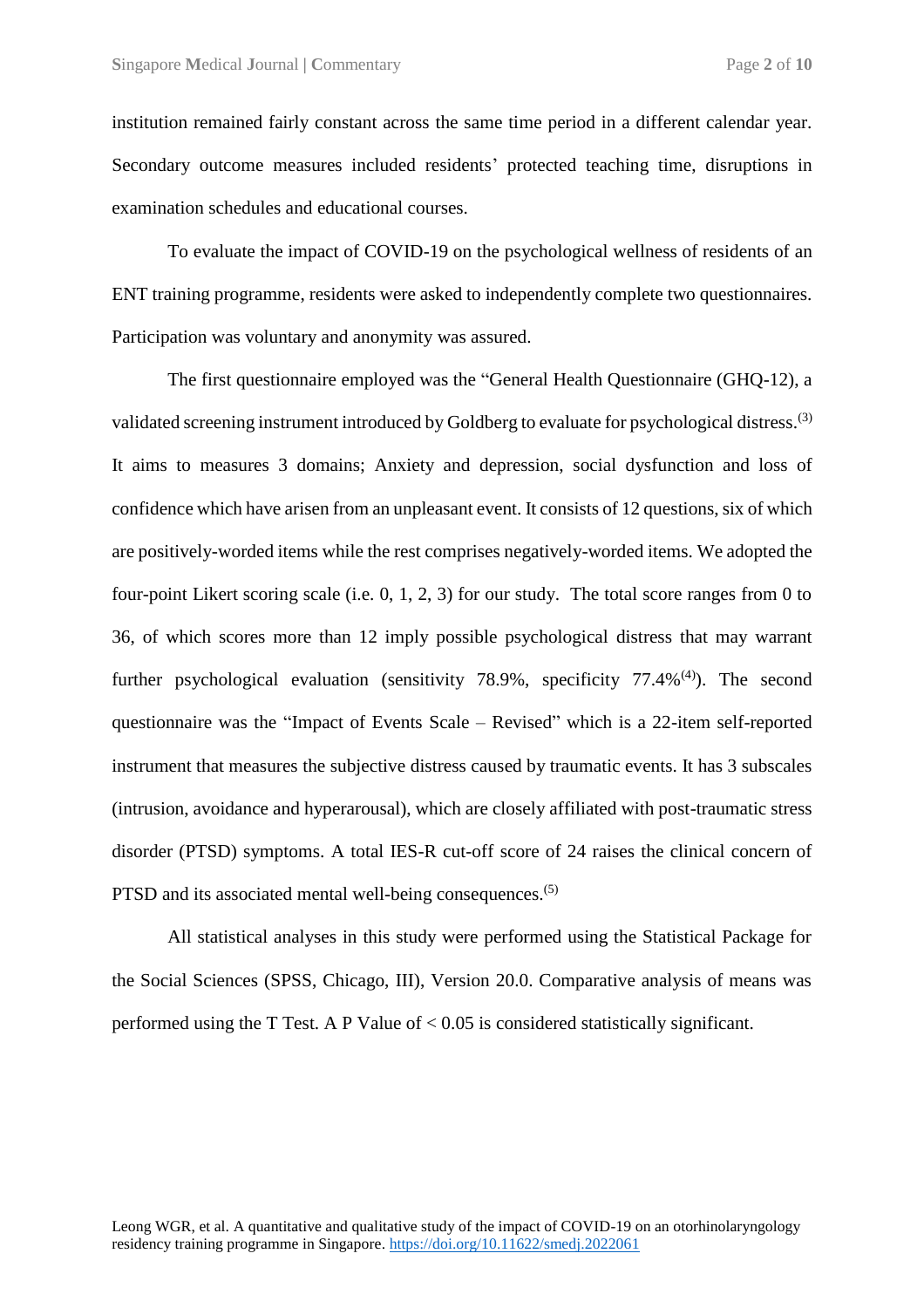institution remained fairly constant across the same time period in a different calendar year. Secondary outcome measures included residents' protected teaching time, disruptions in examination schedules and educational courses.

To evaluate the impact of COVID-19 on the psychological wellness of residents of an ENT training programme, residents were asked to independently complete two questionnaires. Participation was voluntary and anonymity was assured.

The first questionnaire employed was the "General Health Questionnaire (GHQ-12), a validated screening instrument introduced by Goldberg to evaluate for psychological distress.[3] It aims to measures 3 domains; Anxiety and depression, social dysfunction and loss of confidence which have arisen from an unpleasant event. It consists of 12 questions, six of which are positively-worded items while the rest comprises negatively-worded items. We adopted the four-point Likert scoring scale (i.e. 0, 1, 2, 3) for our study. The total score ranges from 0 to 36, of which scores more than 12 imply possible psychological distress that may warrant further psychological evaluation (sensitivity 78.9%, specificity 77.4%[4]). The second questionnaire was the "Impact of Events Scale – Revised" which is a 22-item self-reported instrument that measures the subjective distress caused by traumatic events. It has 3 subscales (intrusion, avoidance and hyperarousal), which are closely affiliated with post-traumatic stress disorder (PTSD) symptoms. A total IES-R cut-off score of 24 raises the clinical concern of PTSD and its associated mental well-being consequences.[5]

All statistical analyses in this study were performed using the Statistical Package for the Social Sciences (SPSS, Chicago, III), Version 20.0. Comparative analysis of means was performed using the T Test. A P Value of < 0.05 is considered statistically significant.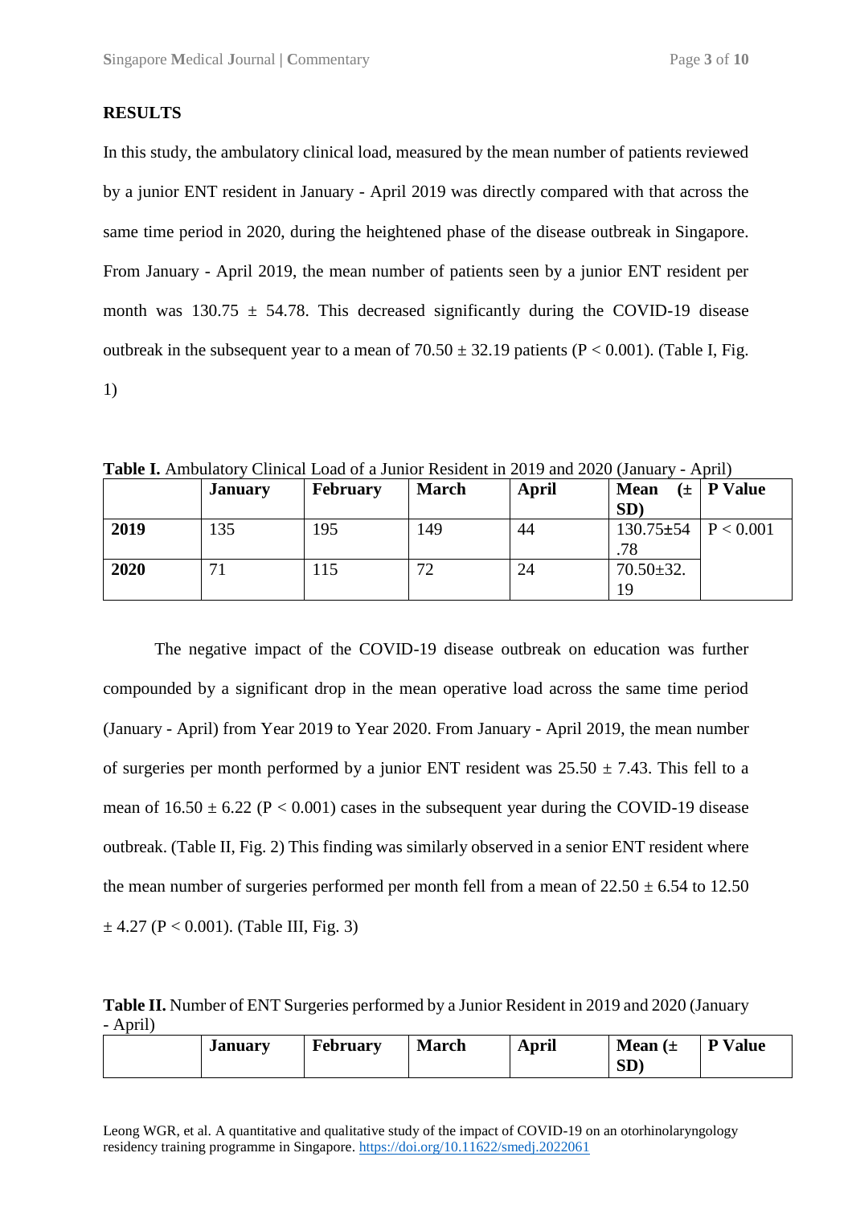## RESULTS

In this study, the ambulatory clinical load, measured by the mean number of patients reviewed by a junior ENT resident in January - April 2019 was directly compared with that across the same time period in 2020, during the heightened phase of the disease outbreak in Singapore. From January - April 2019, the mean number of patients seen by a junior ENT resident per month was 130.75 ± 54.78. This decreased significantly during the COVID-19 disease outbreak in the subsequent year to a mean of 70.50 ± 32.19 patients ($P < 0.001$). (Table I, Fig. 1)

**Table I.** Ambulatory Clinical Load of a Junior Resident in 2019 and 2020 (January - April)

| | **January** | **February** | **March** | **April** | **Mean (± SD)** | **P Value** |
|---|---|---|---|---|---|---|
| **2019** | 135 | 195 | 149 | 44 | 130.75±54.78 | P < 0.001 |
| **2020** | 71 | 115 | 72 | 24 | 70.50±32.19 | |

The negative impact of the COVID-19 disease outbreak on education was further compounded by a significant drop in the mean operative load across the same time period (January - April) from Year 2019 to Year 2020. From January - April 2019, the mean number of surgeries per month performed by a junior ENT resident was 25.50 ± 7.43. This fell to a mean of 16.50 ± 6.22 ($P < 0.001$) cases in the subsequent year during the COVID-19 disease outbreak. (Table II, Fig. 2) This finding was similarly observed in a senior ENT resident where the mean number of surgeries performed per month fell from a mean of 22.50 ± 6.54 to 12.50 ± 4.27 ($P < 0.001$). (Table III, Fig. 3)

**Table II.** Number of ENT Surgeries performed by a Junior Resident in 2019 and 2020 (January - April)

| | **January** | **February** | **March** | **April** | **Mean (± SD)** | **P Value** |
|---|---|---|---|---|---|---|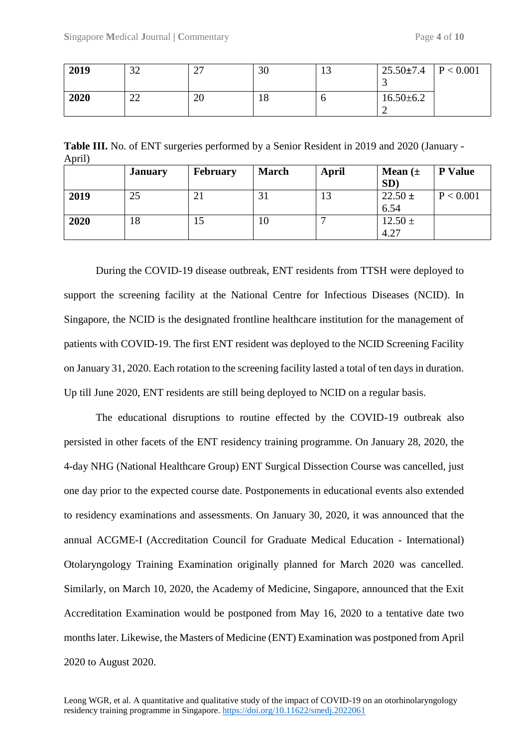| | | | | | | |
|---|---|---|---|---|---|---|
| **2019** | 32 | 27 | 30 | 13 | 25.50±7.43 | P < 0.001 |
| **2020** | 22 | 20 | 18 | 6 | 16.50±6.22 | |

**Table III.** No. of ENT surgeries performed by a Senior Resident in 2019 and 2020 (January - April)

| | **January** | **February** | **March** | **April** | **Mean (± SD)** | **P Value** |
|---|---|---|---|---|---|---|
| **2019** | 25 | 21 | 31 | 13 | 22.50 ± 6.54 | P < 0.001 |
| **2020** | 18 | 15 | 10 | 7 | 12.50 ± 4.27 | |

During the COVID-19 disease outbreak, ENT residents from TTSH were deployed to support the screening facility at the National Centre for Infectious Diseases (NCID). In Singapore, the NCID is the designated frontline healthcare institution for the management of patients with COVID-19. The first ENT resident was deployed to the NCID Screening Facility on January 31, 2020. Each rotation to the screening facility lasted a total of ten days in duration. Up till June 2020, ENT residents are still being deployed to NCID on a regular basis.

The educational disruptions to routine effected by the COVID-19 outbreak also persisted in other facets of the ENT residency training programme. On January 28, 2020, the 4-day NHG (National Healthcare Group) ENT Surgical Dissection Course was cancelled, just one day prior to the expected course date. Postponements in educational events also extended to residency examinations and assessments. On January 30, 2020, it was announced that the annual ACGME-I (Accreditation Council for Graduate Medical Education - International) Otolaryngology Training Examination originally planned for March 2020 was cancelled. Similarly, on March 10, 2020, the Academy of Medicine, Singapore, announced that the Exit Accreditation Examination would be postponed from May 16, 2020 to a tentative date two months later. Likewise, the Masters of Medicine (ENT) Examination was postponed from April 2020 to August 2020.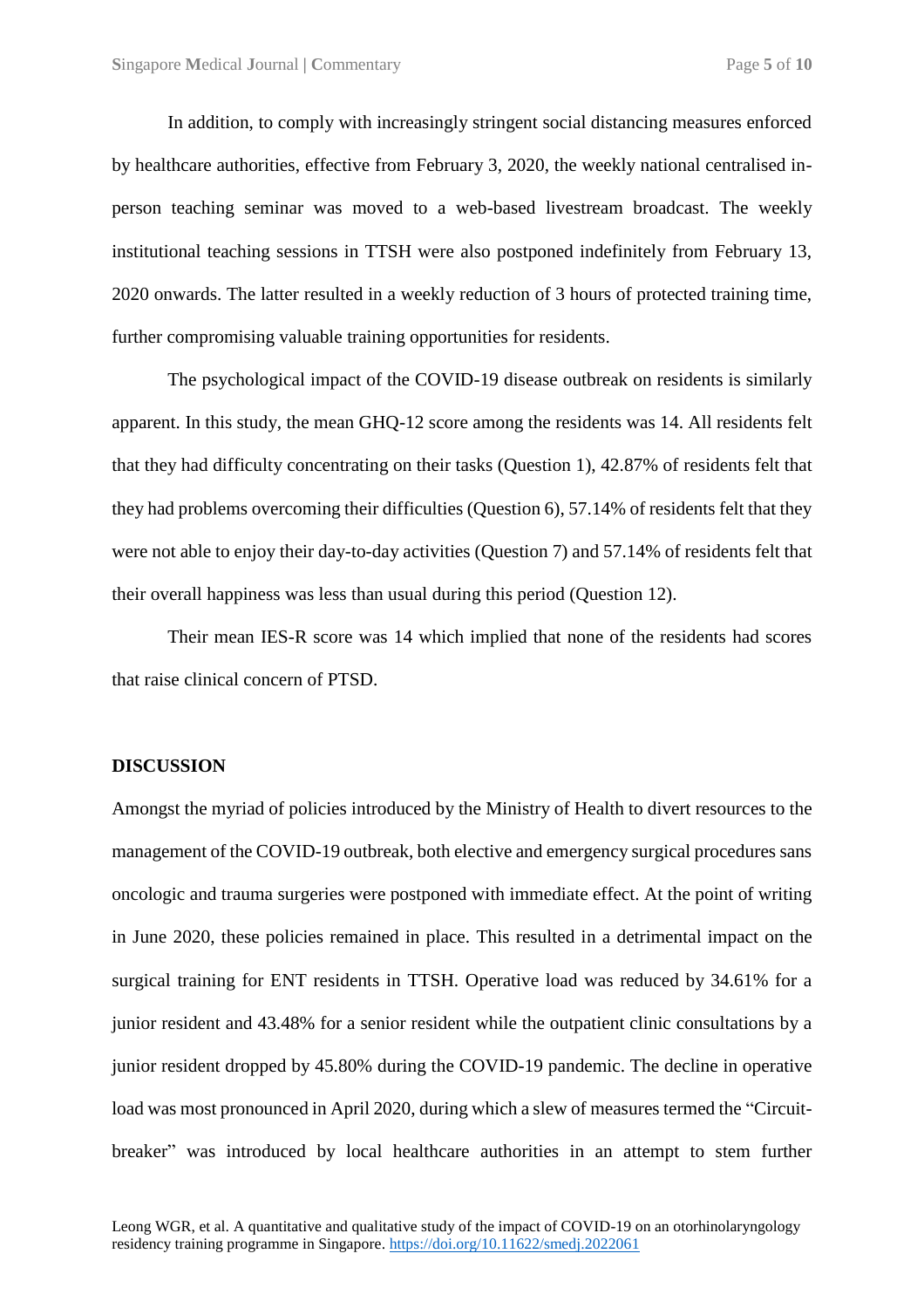In addition, to comply with increasingly stringent social distancing measures enforced by healthcare authorities, effective from February 3, 2020, the weekly national centralised in-person teaching seminar was moved to a web-based livestream broadcast. The weekly institutional teaching sessions in TTSH were also postponed indefinitely from February 13, 2020 onwards. The latter resulted in a weekly reduction of 3 hours of protected training time, further compromising valuable training opportunities for residents.

The psychological impact of the COVID-19 disease outbreak on residents is similarly apparent. In this study, the mean GHQ-12 score among the residents was 14. All residents felt that they had difficulty concentrating on their tasks (Question 1), 42.87% of residents felt that they had problems overcoming their difficulties (Question 6), 57.14% of residents felt that they were not able to enjoy their day-to-day activities (Question 7) and 57.14% of residents felt that their overall happiness was less than usual during this period (Question 12).

Their mean IES-R score was 14 which implied that none of the residents had scores that raise clinical concern of PTSD.

## DISCUSSION

Amongst the myriad of policies introduced by the Ministry of Health to divert resources to the management of the COVID-19 outbreak, both elective and emergency surgical procedures sans oncologic and trauma surgeries were postponed with immediate effect. At the point of writing in June 2020, these policies remained in place. This resulted in a detrimental impact on the surgical training for ENT residents in TTSH. Operative load was reduced by 34.61% for a junior resident and 43.48% for a senior resident while the outpatient clinic consultations by a junior resident dropped by 45.80% during the COVID-19 pandemic. The decline in operative load was most pronounced in April 2020, during which a slew of measures termed the "Circuit-breaker" was introduced by local healthcare authorities in an attempt to stem further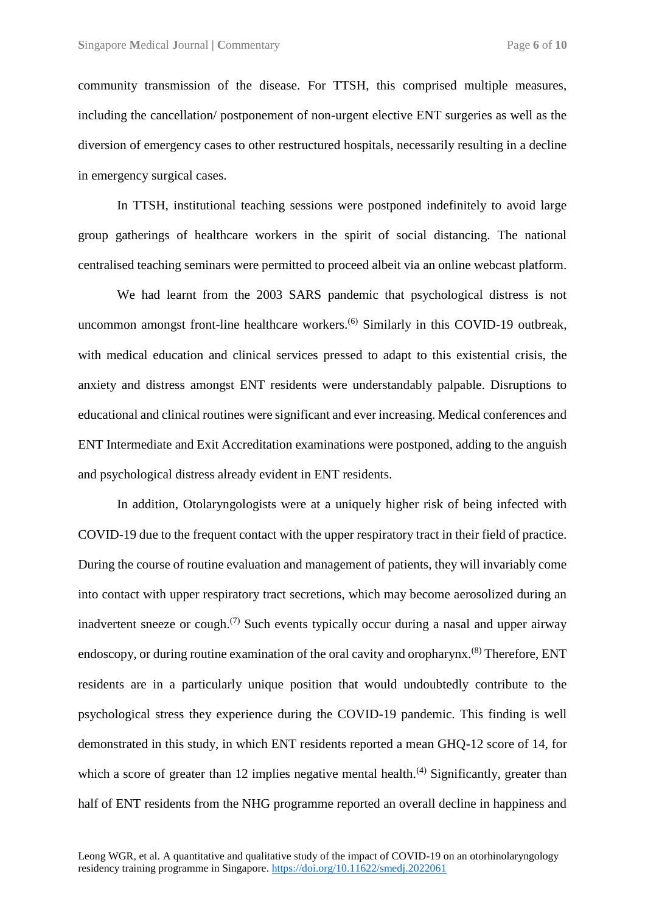community transmission of the disease. For TTSH, this comprised multiple measures, including the cancellation/ postponement of non-urgent elective ENT surgeries as well as the diversion of emergency cases to other restructured hospitals, necessarily resulting in a decline in emergency surgical cases.

In TTSH, institutional teaching sessions were postponed indefinitely to avoid large group gatherings of healthcare workers in the spirit of social distancing. The national centralised teaching seminars were permitted to proceed albeit via an online webcast platform.

We had learnt from the 2003 SARS pandemic that psychological distress is not uncommon amongst front-line healthcare workers.[6] Similarly in this COVID-19 outbreak, with medical education and clinical services pressed to adapt to this existential crisis, the anxiety and distress amongst ENT residents were understandably palpable. Disruptions to educational and clinical routines were significant and ever increasing. Medical conferences and ENT Intermediate and Exit Accreditation examinations were postponed, adding to the anguish and psychological distress already evident in ENT residents.

In addition, Otolaryngologists were at a uniquely higher risk of being infected with COVID-19 due to the frequent contact with the upper respiratory tract in their field of practice. During the course of routine evaluation and management of patients, they will invariably come into contact with upper respiratory tract secretions, which may become aerosolized during an inadvertent sneeze or cough.[7] Such events typically occur during a nasal and upper airway endoscopy, or during routine examination of the oral cavity and oropharynx.[8] Therefore, ENT residents are in a particularly unique position that would undoubtedly contribute to the psychological stress they experience during the COVID-19 pandemic. This finding is well demonstrated in this study, in which ENT residents reported a mean GHQ-12 score of 14, for which a score of greater than 12 implies negative mental health.[4] Significantly, greater than half of ENT residents from the NHG programme reported an overall decline in happiness and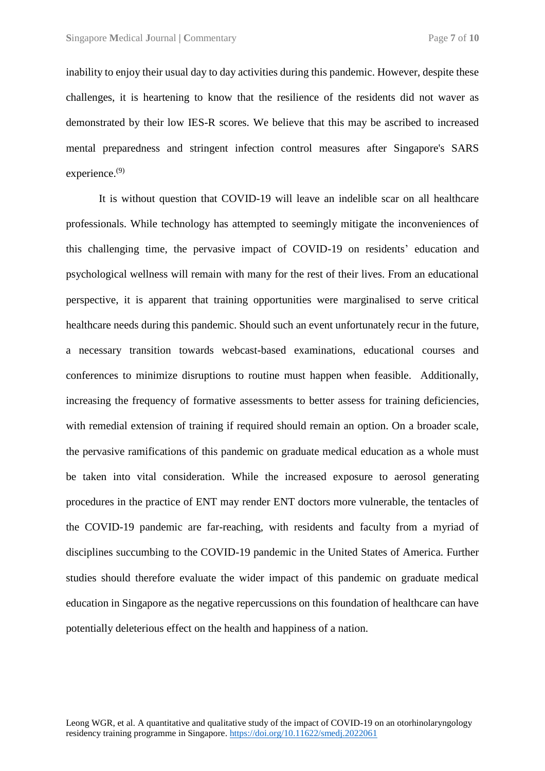inability to enjoy their usual day to day activities during this pandemic. However, despite these challenges, it is heartening to know that the resilience of the residents did not waver as demonstrated by their low IES-R scores. We believe that this may be ascribed to increased mental preparedness and stringent infection control measures after Singapore's SARS experience.[9]

It is without question that COVID-19 will leave an indelible scar on all healthcare professionals. While technology has attempted to seemingly mitigate the inconveniences of this challenging time, the pervasive impact of COVID-19 on residents' education and psychological wellness will remain with many for the rest of their lives. From an educational perspective, it is apparent that training opportunities were marginalised to serve critical healthcare needs during this pandemic. Should such an event unfortunately recur in the future, a necessary transition towards webcast-based examinations, educational courses and conferences to minimize disruptions to routine must happen when feasible. Additionally, increasing the frequency of formative assessments to better assess for training deficiencies, with remedial extension of training if required should remain an option. On a broader scale, the pervasive ramifications of this pandemic on graduate medical education as a whole must be taken into vital consideration. While the increased exposure to aerosol generating procedures in the practice of ENT may render ENT doctors more vulnerable, the tentacles of the COVID-19 pandemic are far-reaching, with residents and faculty from a myriad of disciplines succumbing to the COVID-19 pandemic in the United States of America. Further studies should therefore evaluate the wider impact of this pandemic on graduate medical education in Singapore as the negative repercussions on this foundation of healthcare can have potentially deleterious effect on the health and happiness of a nation.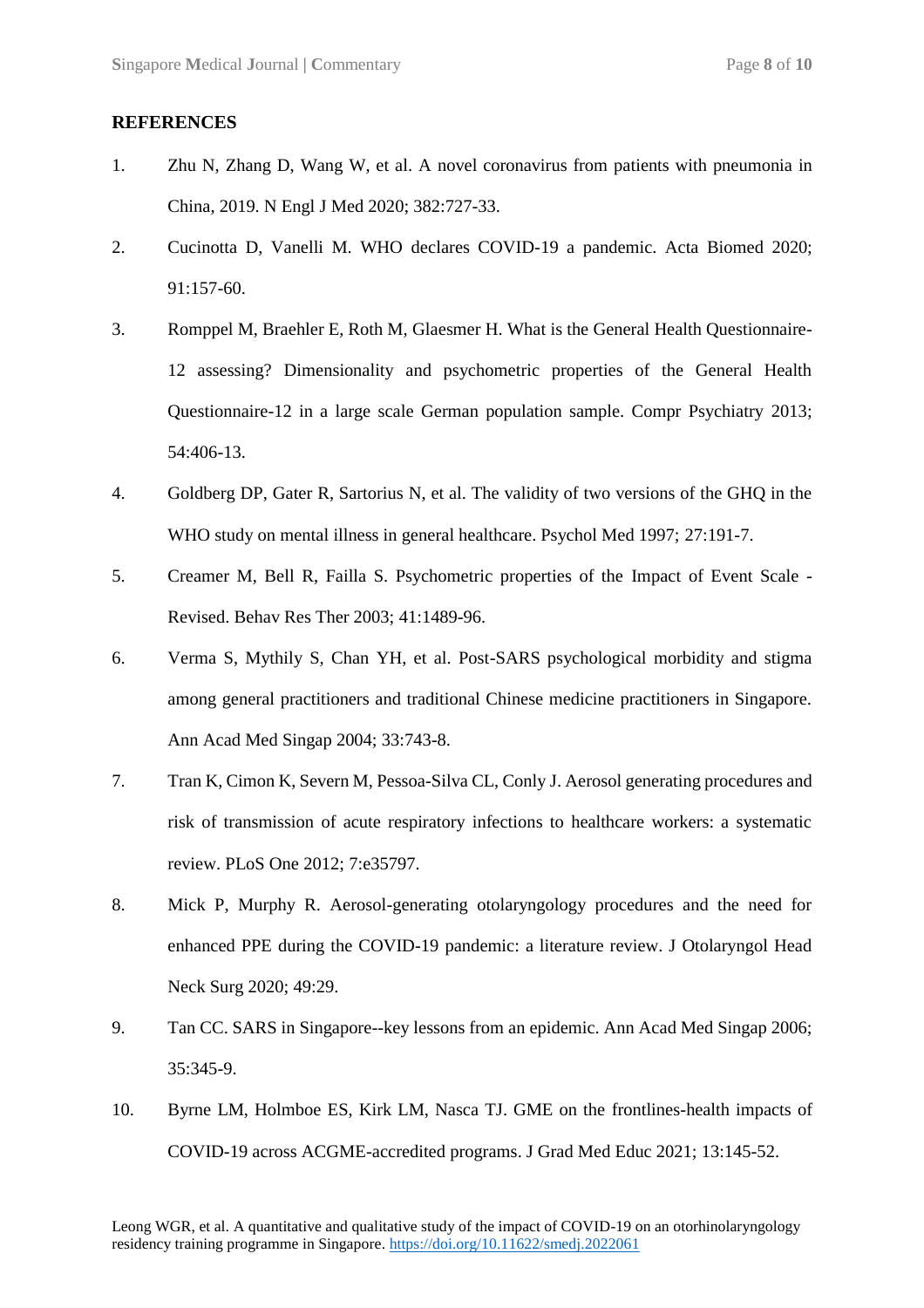## REFERENCES

1. Zhu N, Zhang D, Wang W, et al. A novel coronavirus from patients with pneumonia in China, 2019. N Engl J Med 2020; 382:727-33.
2. Cucinotta D, Vanelli M. WHO declares COVID-19 a pandemic. Acta Biomed 2020; 91:157-60.
3. Romppel M, Braehler E, Roth M, Glaesmer H. What is the General Health Questionnaire-12 assessing? Dimensionality and psychometric properties of the General Health Questionnaire-12 in a large scale German population sample. Compr Psychiatry 2013; 54:406-13.
4. Goldberg DP, Gater R, Sartorius N, et al. The validity of two versions of the GHQ in the WHO study on mental illness in general healthcare. Psychol Med 1997; 27:191-7.
5. Creamer M, Bell R, Failla S. Psychometric properties of the Impact of Event Scale - Revised. Behav Res Ther 2003; 41:1489-96.
6. Verma S, Mythily S, Chan YH, et al. Post-SARS psychological morbidity and stigma among general practitioners and traditional Chinese medicine practitioners in Singapore. Ann Acad Med Singap 2004; 33:743-8.
7. Tran K, Cimon K, Severn M, Pessoa-Silva CL, Conly J. Aerosol generating procedures and risk of transmission of acute respiratory infections to healthcare workers: a systematic review. PLoS One 2012; 7:e35797.
8. Mick P, Murphy R. Aerosol-generating otolaryngology procedures and the need for enhanced PPE during the COVID-19 pandemic: a literature review. J Otolaryngol Head Neck Surg 2020; 49:29.
9. Tan CC. SARS in Singapore--key lessons from an epidemic. Ann Acad Med Singap 2006; 35:345-9.
10. Byrne LM, Holmboe ES, Kirk LM, Nasca TJ. GME on the frontlines-health impacts of COVID-19 across ACGME-accredited programs. J Grad Med Educ 2021; 13:145-52.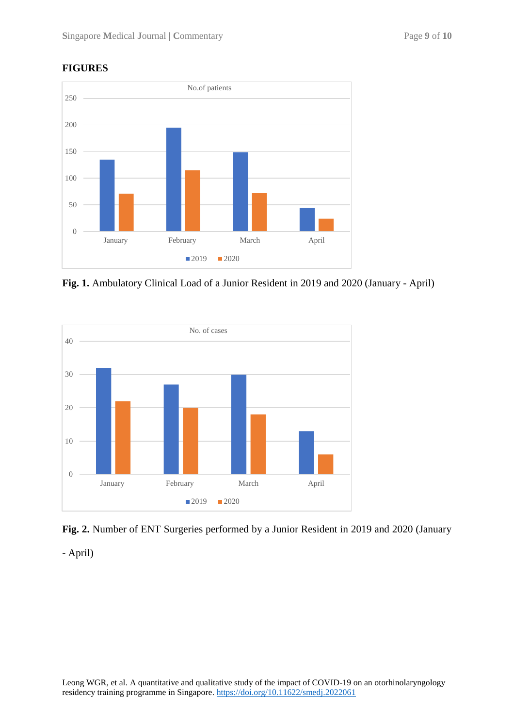## FIGURES

**Fig. 1.** Ambulatory Clinical Load of a Junior Resident in 2019 and 2020 (January - April)

**Fig. 2.** Number of ENT Surgeries performed by a Junior Resident in 2019 and 2020 (January - April)

Leong WGR, et al. A quantitative and qualitative study of the impact of COVID-19 on an otorhinolaryngology residency training programme in Singapore. https://doi.org/10.11622/smedj.2022061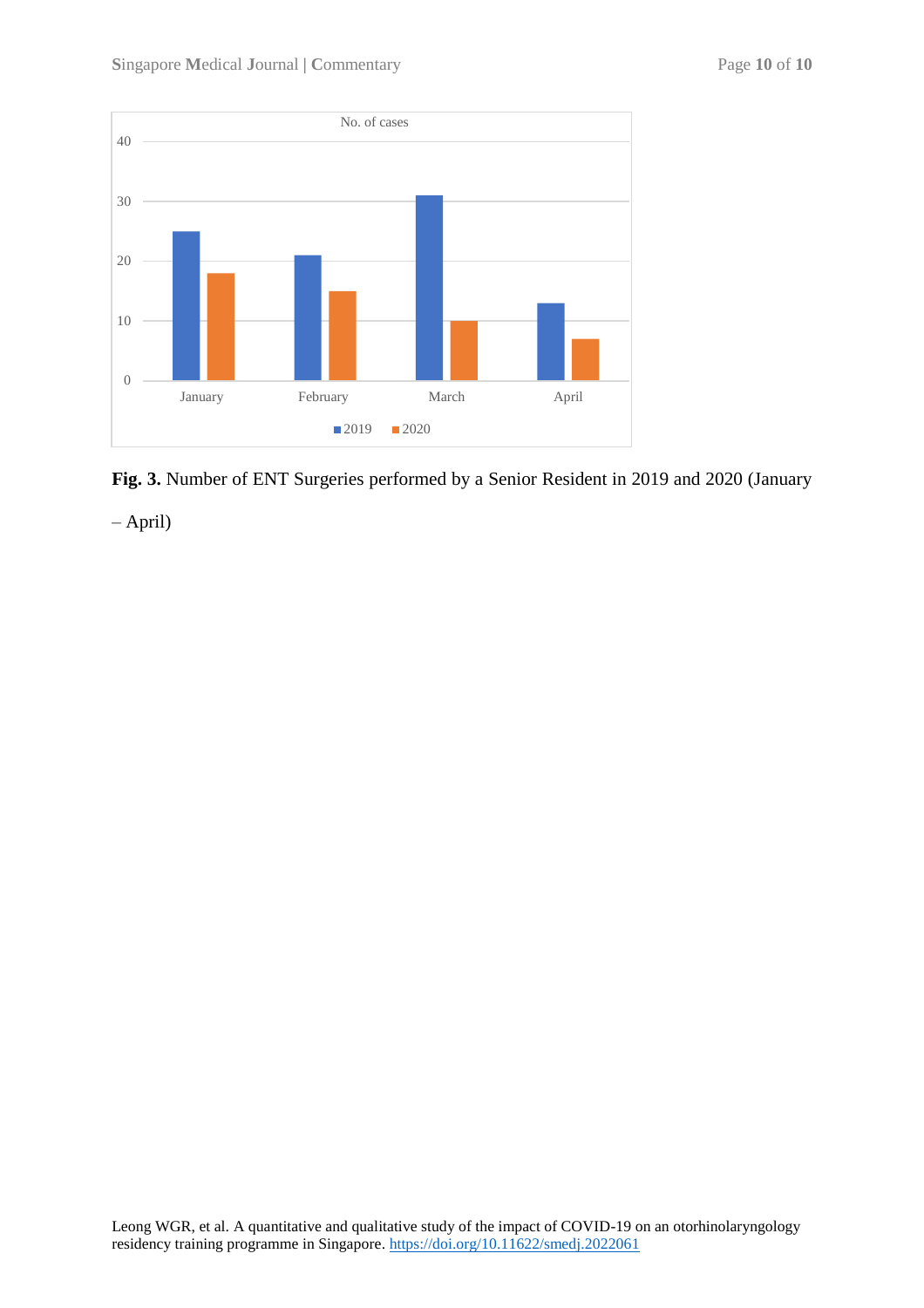No. of cases

40

30

20

10

0

January

February

March

April

2019 2020

**Fig. 3.** Number of ENT Surgeries performed by a Senior Resident in 2019 and 2020 (January – April)

Leong WGR, et al. A quantitative and qualitative study of the impact of COVID-19 on an otorhinolaryngology residency training programme in Singapore. https://doi.org/10.11622/smedj.2022061